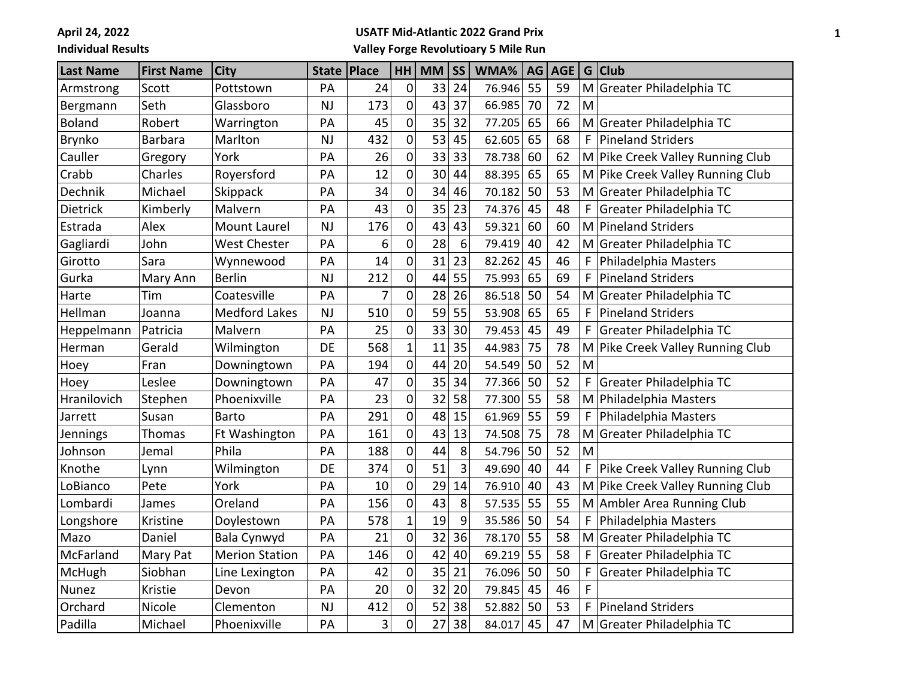April 24, 2022

Individual Results

**USATF Mid-Atlantic 2022 Grand Prix**

**Valley Forge Revolutioary 5 Mile Run**

| Last Name | First Name | City | State | Place | HH | MM | SS | WMA% | AG | AGE | G | Club |
|---|---|---|---|---|---|---|---|---|---|---|---|---|
| Armstrong | Scott | Pottstown | PA | 24 | 0 | 33 | 24 | 76.946 | 55 | 59 | M | Greater Philadelphia TC |
| Bergmann | Seth | Glassboro | NJ | 173 | 0 | 43 | 37 | 66.985 | 70 | 72 | M | |
| Boland | Robert | Warrington | PA | 45 | 0 | 35 | 32 | 77.205 | 65 | 66 | M | Greater Philadelphia TC |
| Brynko | Barbara | Marlton | NJ | 432 | 0 | 53 | 45 | 62.605 | 65 | 68 | F | Pineland Striders |
| Cauller | Gregory | York | PA | 26 | 0 | 33 | 33 | 78.738 | 60 | 62 | M | Pike Creek Valley Running Club |
| Crabb | Charles | Royersford | PA | 12 | 0 | 30 | 44 | 88.395 | 65 | 65 | M | Pike Creek Valley Running Club |
| Dechnik | Michael | Skippack | PA | 34 | 0 | 34 | 46 | 70.182 | 50 | 53 | M | Greater Philadelphia TC |
| Dietrick | Kimberly | Malvern | PA | 43 | 0 | 35 | 23 | 74.376 | 45 | 48 | F | Greater Philadelphia TC |
| Estrada | Alex | Mount Laurel | NJ | 176 | 0 | 43 | 43 | 59.321 | 60 | 60 | M | Pineland Striders |
| Gagliardi | John | West Chester | PA | 6 | 0 | 28 | 6 | 79.419 | 40 | 42 | M | Greater Philadelphia TC |
| Girotto | Sara | Wynnewood | PA | 14 | 0 | 31 | 23 | 82.262 | 45 | 46 | F | Philadelphia Masters |
| Gurka | Mary Ann | Berlin | NJ | 212 | 0 | 44 | 55 | 75.993 | 65 | 69 | F | Pineland Striders |
| Harte | Tim | Coatesville | PA | 7 | 0 | 28 | 26 | 86.518 | 50 | 54 | M | Greater Philadelphia TC |
| Hellman | Joanna | Medford Lakes | NJ | 510 | 0 | 59 | 55 | 53.908 | 65 | 65 | F | Pineland Striders |
| Heppelmann | Patricia | Malvern | PA | 25 | 0 | 33 | 30 | 79.453 | 45 | 49 | F | Greater Philadelphia TC |
| Herman | Gerald | Wilmington | DE | 568 | 1 | 11 | 35 | 44.983 | 75 | 78 | M | Pike Creek Valley Running Club |
| Hoey | Fran | Downingtown | PA | 194 | 0 | 44 | 20 | 54.549 | 50 | 52 | M | |
| Hoey | Leslee | Downingtown | PA | 47 | 0 | 35 | 34 | 77.366 | 50 | 52 | F | Greater Philadelphia TC |
| Hranilovich | Stephen | Phoenixville | PA | 23 | 0 | 32 | 58 | 77.300 | 55 | 58 | M | Philadelphia Masters |
| Jarrett | Susan | Barto | PA | 291 | 0 | 48 | 15 | 61.969 | 55 | 59 | F | Philadelphia Masters |
| Jennings | Thomas | Ft Washington | PA | 161 | 0 | 43 | 13 | 74.508 | 75 | 78 | M | Greater Philadelphia TC |
| Johnson | Jemal | Phila | PA | 188 | 0 | 44 | 8 | 54.796 | 50 | 52 | M | |
| Knothe | Lynn | Wilmington | DE | 374 | 0 | 51 | 3 | 49.690 | 40 | 44 | F | Pike Creek Valley Running Club |
| LoBianco | Pete | York | PA | 10 | 0 | 29 | 14 | 76.910 | 40 | 43 | M | Pike Creek Valley Running Club |
| Lombardi | James | Oreland | PA | 156 | 0 | 43 | 8 | 57.535 | 55 | 55 | M | Ambler Area Running Club |
| Longshore | Kristine | Doylestown | PA | 578 | 1 | 19 | 9 | 35.586 | 50 | 54 | F | Philadelphia Masters |
| Mazo | Daniel | Bala Cynwyd | PA | 21 | 0 | 32 | 36 | 78.170 | 55 | 58 | M | Greater Philadelphia TC |
| McFarland | Mary Pat | Merion Station | PA | 146 | 0 | 42 | 40 | 69.219 | 55 | 58 | F | Greater Philadelphia TC |
| McHugh | Siobhan | Line Lexington | PA | 42 | 0 | 35 | 21 | 76.096 | 50 | 50 | F | Greater Philadelphia TC |
| Nunez | Kristie | Devon | PA | 20 | 0 | 32 | 20 | 79.845 | 45 | 46 | F | |
| Orchard | Nicole | Clementon | NJ | 412 | 0 | 52 | 38 | 52.882 | 50 | 53 | F | Pineland Striders |
| Padilla | Michael | Phoenixville | PA | 3 | 0 | 27 | 38 | 84.017 | 45 | 47 | M | Greater Philadelphia TC |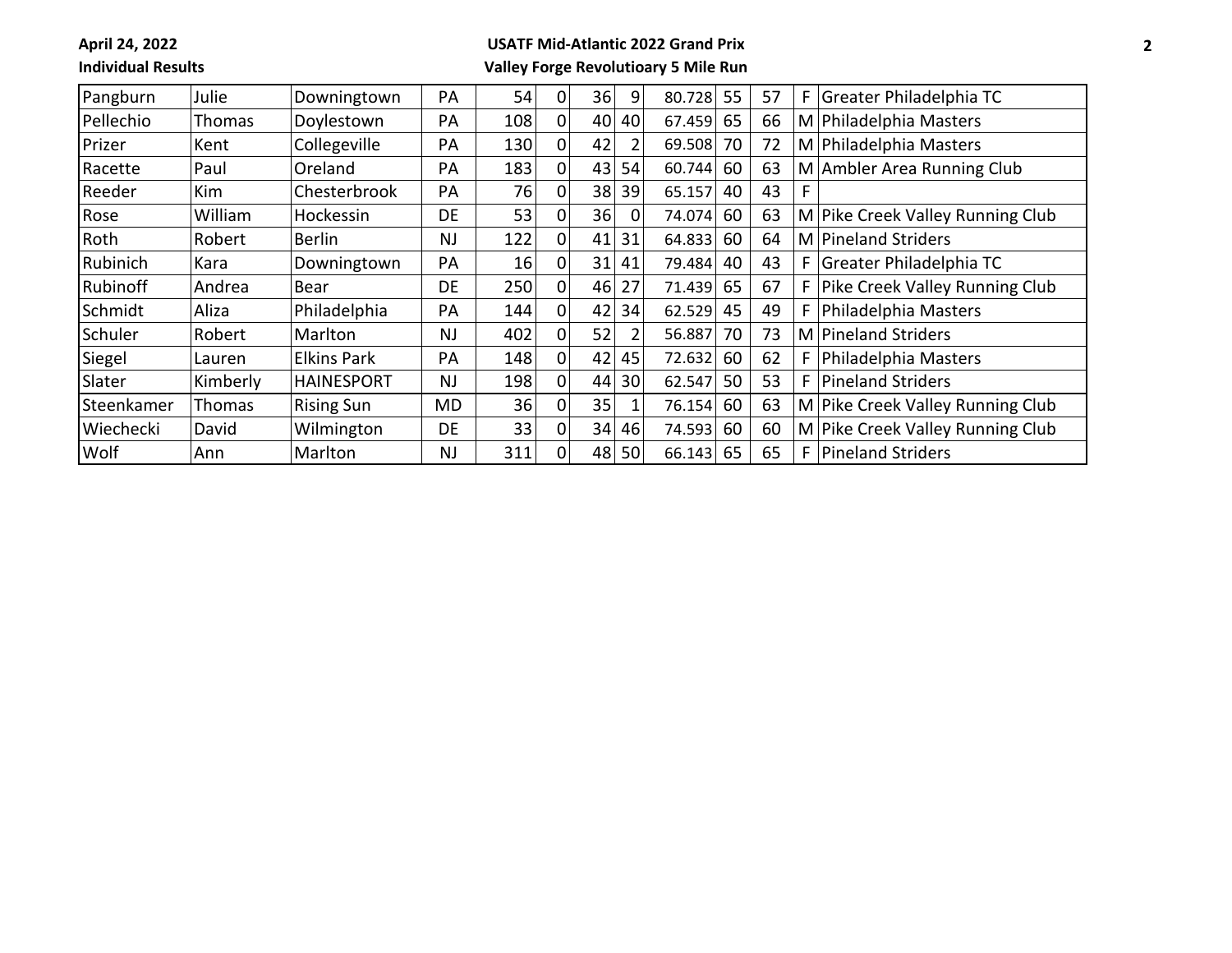April 24, 2022

**Individual Results**

**USATF Mid-Atlantic 2022 Grand Prix**

**Valley Forge Revolutioary 5 Mile Run**

| | | | | | | | | | | | | |
|---|---|---|---|---|---|---|---|---|---|---|---|---|
| Pangburn | Julie | Downingtown | PA | 54 | 0 | 36 | 9 | 80.728 | 55 | 57 | F | Greater Philadelphia TC |
| Pellechio | Thomas | Doylestown | PA | 108 | 0 | 40 | 40 | 67.459 | 65 | 66 | M | Philadelphia Masters |
| Prizer | Kent | Collegeville | PA | 130 | 0 | 42 | 2 | 69.508 | 70 | 72 | M | Philadelphia Masters |
| Racette | Paul | Oreland | PA | 183 | 0 | 43 | 54 | 60.744 | 60 | 63 | M | Ambler Area Running Club |
| Reeder | Kim | Chesterbrook | PA | 76 | 0 | 38 | 39 | 65.157 | 40 | 43 | F | |
| Rose | William | Hockessin | DE | 53 | 0 | 36 | 0 | 74.074 | 60 | 63 | M | Pike Creek Valley Running Club |
| Roth | Robert | Berlin | NJ | 122 | 0 | 41 | 31 | 64.833 | 60 | 64 | M | Pineland Striders |
| Rubinich | Kara | Downingtown | PA | 16 | 0 | 31 | 41 | 79.484 | 40 | 43 | F | Greater Philadelphia TC |
| Rubinoff | Andrea | Bear | DE | 250 | 0 | 46 | 27 | 71.439 | 65 | 67 | F | Pike Creek Valley Running Club |
| Schmidt | Aliza | Philadelphia | PA | 144 | 0 | 42 | 34 | 62.529 | 45 | 49 | F | Philadelphia Masters |
| Schuler | Robert | Marlton | NJ | 402 | 0 | 52 | 2 | 56.887 | 70 | 73 | M | Pineland Striders |
| Siegel | Lauren | Elkins Park | PA | 148 | 0 | 42 | 45 | 72.632 | 60 | 62 | F | Philadelphia Masters |
| Slater | Kimberly | HAINESPORT | NJ | 198 | 0 | 44 | 30 | 62.547 | 50 | 53 | F | Pineland Striders |
| Steenkamer | Thomas | Rising Sun | MD | 36 | 0 | 35 | 1 | 76.154 | 60 | 63 | M | Pike Creek Valley Running Club |
| Wiechecki | David | Wilmington | DE | 33 | 0 | 34 | 46 | 74.593 | 60 | 60 | M | Pike Creek Valley Running Club |
| Wolf | Ann | Marlton | NJ | 311 | 0 | 48 | 50 | 66.143 | 65 | 65 | F | Pineland Striders |